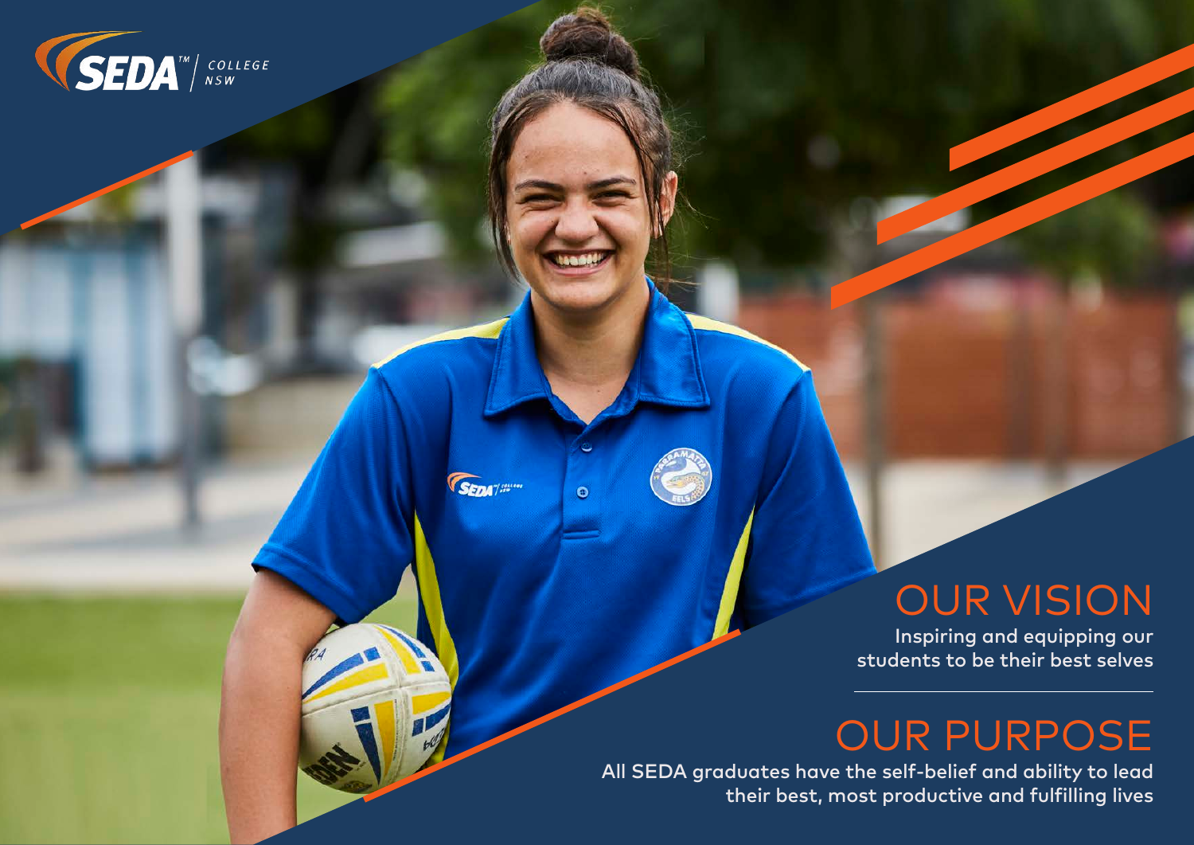SEDA COLLEGE NSW

# OUR VISION

Inspiring and equipping our students to be their best selves

# OUR PURPOSE

All SEDA graduates have the self-belief and ability to lead their best, most productive and fulfilling lives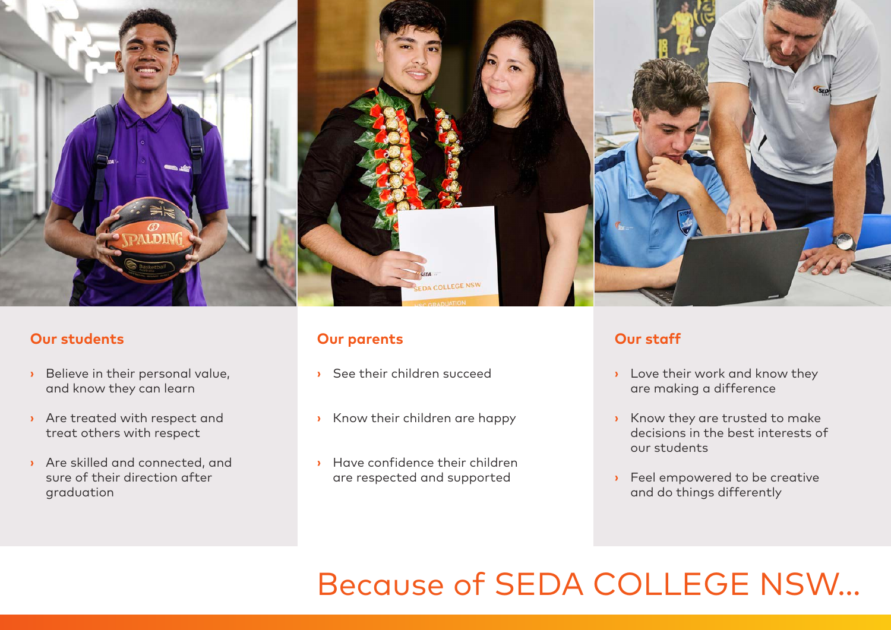## Our students

- Believe in their personal value, and know they can learn
- Are treated with respect and treat others with respect
- Are skilled and connected, and sure of their direction after graduation

## Our parents

- See their children succeed
- Know their children are happy
- Have confidence their children are respected and supported

## Our staff

- Love their work and know they are making a difference
- Know they are trusted to make decisions in the best interests of our students
- Feel empowered to be creative and do things differently

# Because of SEDA COLLEGE NSW...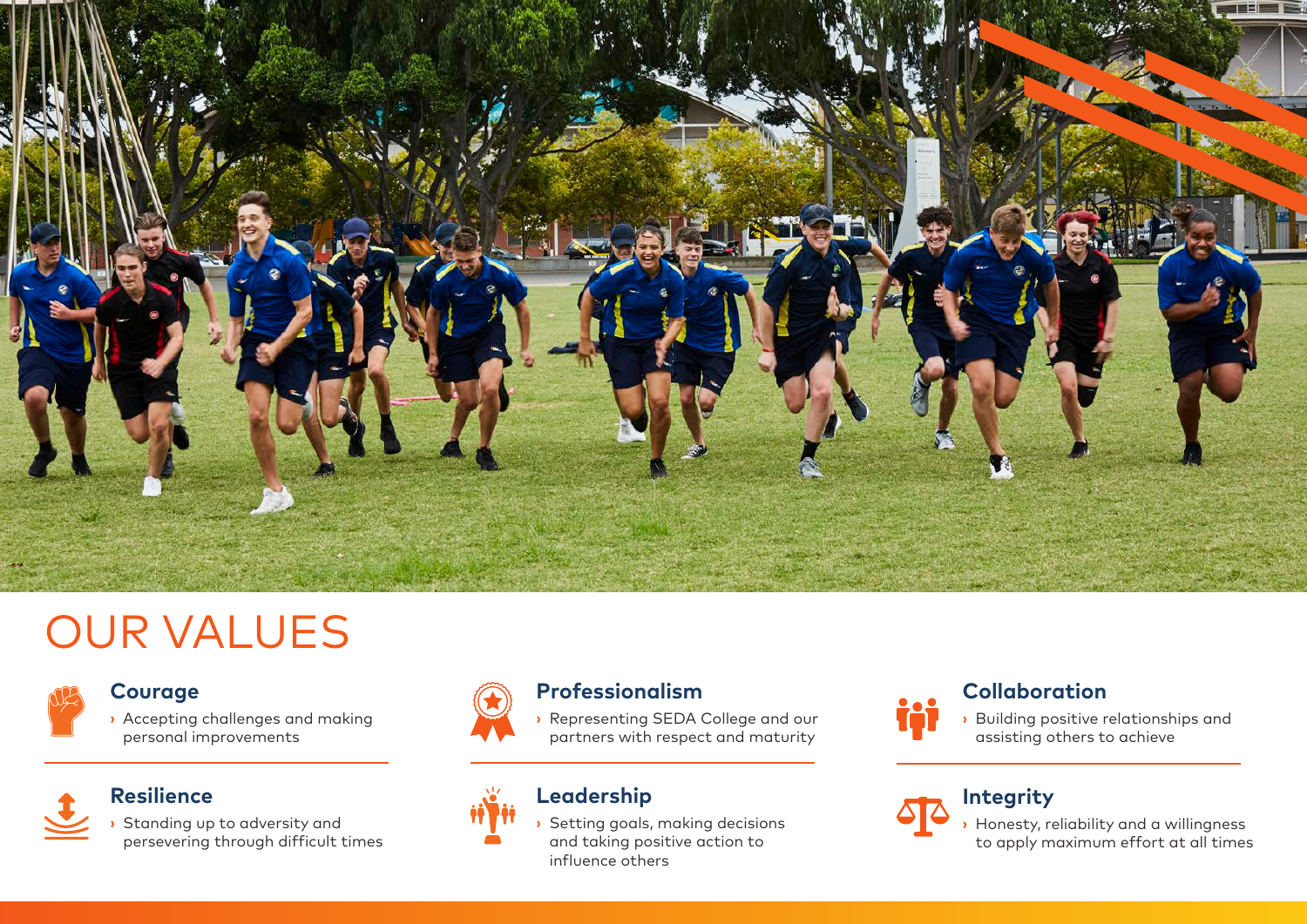# OUR VALUES

### Courage

- Accepting challenges and making personal improvements

### Professionalism

- Representing SEDA College and our partners with respect and maturity

### Collaboration

- Building positive relationships and assisting others to achieve

### Resilience

- Standing up to adversity and persevering through difficult times

### Leadership

- Setting goals, making decisions and taking positive action to influence others

### Integrity

- Honesty, reliability and a willingness to apply maximum effort at all times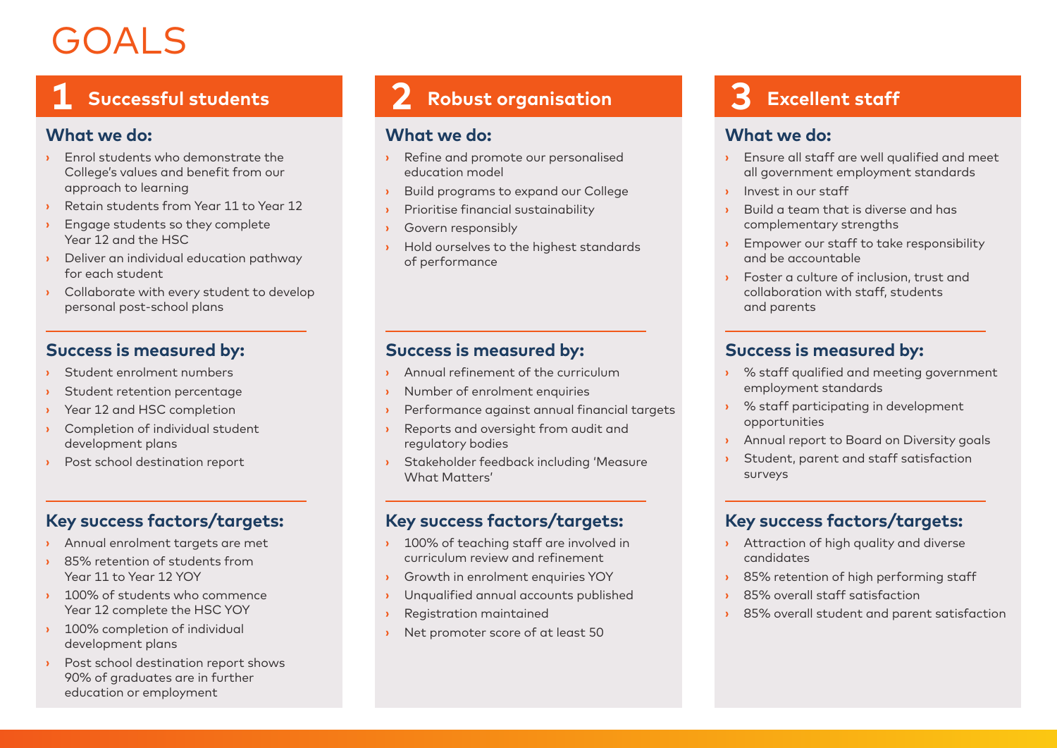# GOALS

## 1 Successful students

### What we do:

- Enrol students who demonstrate the College's values and benefit from our approach to learning
- Retain students from Year 11 to Year 12
- Engage students so they complete Year 12 and the HSC
- Deliver an individual education pathway for each student
- Collaborate with every student to develop personal post-school plans

### Success is measured by:

- Student enrolment numbers
- Student retention percentage
- Year 12 and HSC completion
- Completion of individual student development plans
- Post school destination report

### Key success factors/targets:

- Annual enrolment targets are met
- 85% retention of students from Year 11 to Year 12 YOY
- 100% of students who commence Year 12 complete the HSC YOY
- 100% completion of individual development plans
- Post school destination report shows 90% of graduates are in further education or employment

## 2 Robust organisation

### What we do:

- Refine and promote our personalised education model
- Build programs to expand our College
- Prioritise financial sustainability
- Govern responsibly
- Hold ourselves to the highest standards of performance

### Success is measured by:

- Annual refinement of the curriculum
- Number of enrolment enquiries
- Performance against annual financial targets
- Reports and oversight from audit and regulatory bodies
- Stakeholder feedback including 'Measure What Matters'

### Key success factors/targets:

- 100% of teaching staff are involved in curriculum review and refinement
- Growth in enrolment enquiries YOY
- Unqualified annual accounts published
- Registration maintained
- Net promoter score of at least 50

## 3 Excellent staff

### What we do:

- Ensure all staff are well qualified and meet all government employment standards
- Invest in our staff
- Build a team that is diverse and has complementary strengths
- Empower our staff to take responsibility and be accountable
- Foster a culture of inclusion, trust and collaboration with staff, students and parents

### Success is measured by:

- % staff qualified and meeting government employment standards
- % staff participating in development opportunities
- Annual report to Board on Diversity goals
- Student, parent and staff satisfaction surveys

### Key success factors/targets:

- Attraction of high quality and diverse candidates
- 85% retention of high performing staff
- 85% overall staff satisfaction
- 85% overall student and parent satisfaction